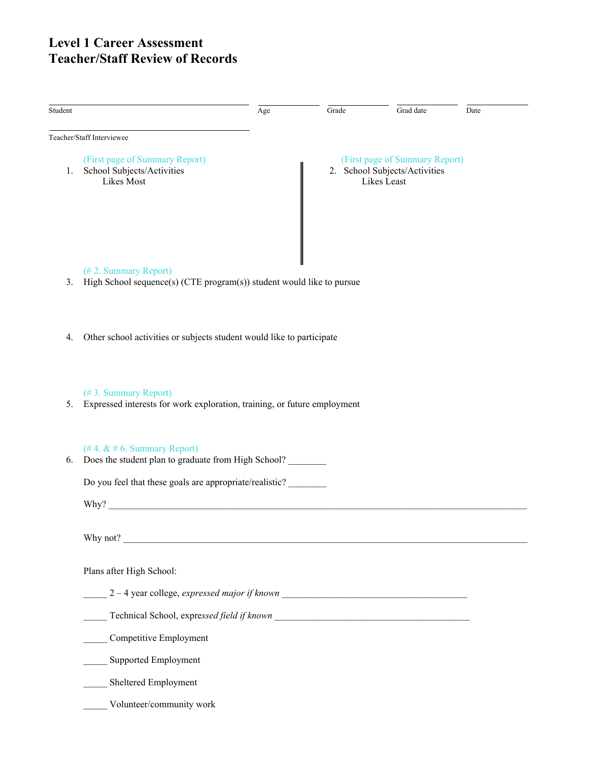# Level 1 Career Assessment
# Teacher/Staff Review of Records

______________________________ ________ ________ ________ ________
Student Age Grade Grad date Date

______________________________
Teacher/Staff Interviewee

(First page of Summary Report)

1. School Subjects/Activities
   Likes Most

(First page of Summary Report)

2. School Subjects/Activities
   Likes Least

(# 2. Summary Report)

3. High School sequence(s) (CTE program(s)) student would like to pursue

4. Other school activities or subjects student would like to participate

(# 3. Summary Report)

5. Expressed interests for work exploration, training, or future employment

(# 4. & # 6. Summary Report)

6. Does the student plan to graduate from High School? ________

   Do you feel that these goals are appropriate/realistic? ________

   Why? ______________________________________________________________________

   Why not? ___________________________________________________________________

   Plans after High School:

   _____ 2 – 4 year college, *expressed major if known* ______________________________

   _____ Technical School, expr*essed field if known* ______________________________

   _____ Competitive Employment

   _____ Supported Employment

   _____ Sheltered Employment

   _____ Volunteer/community work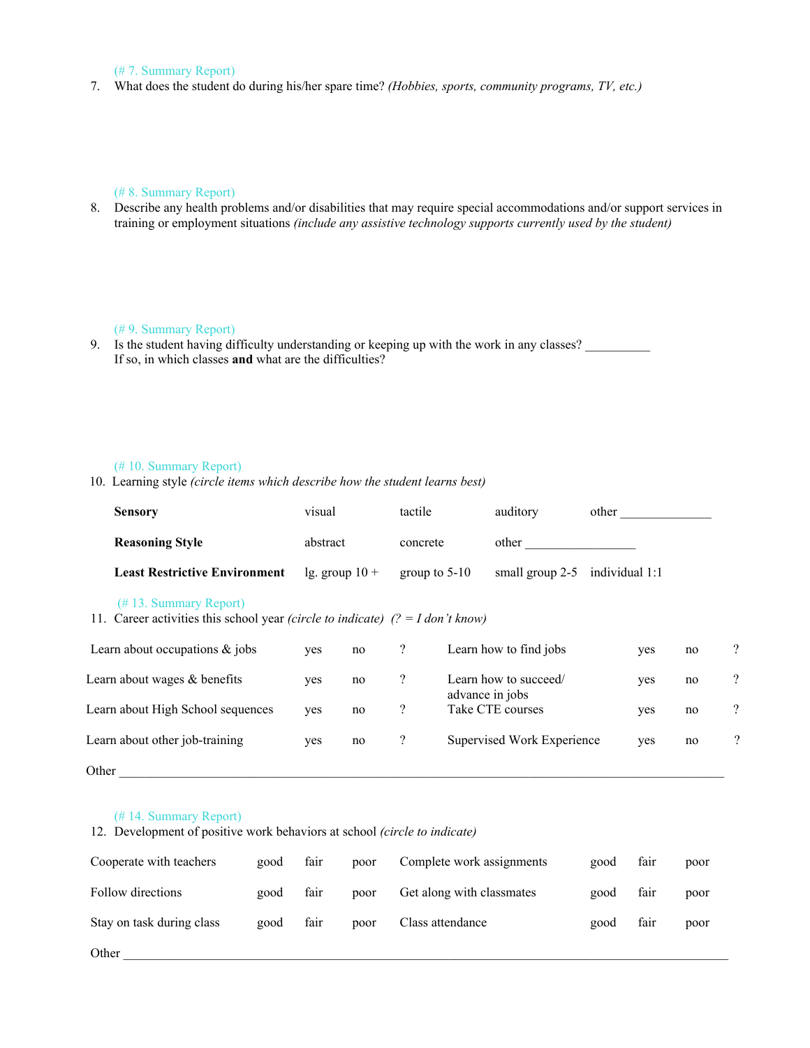(# 7. Summary Report)

7. What does the student do during his/her spare time? *(Hobbies, sports, community programs, TV, etc.)*

(# 8. Summary Report)

8. Describe any health problems and/or disabilities that may require special accommodations and/or support services in training or employment situations *(include any assistive technology supports currently used by the student)*

(# 9. Summary Report)

9. Is the student having difficulty understanding or keeping up with the work in any classes? __________
   If so, in which classes **and** what are the difficulties?

(# 10. Summary Report)

10. Learning style *(circle items which describe how the student learns best)*

| | | | | |
|---|---|---|---|---|
| **Sensory** | visual | tactile | auditory | other ______________ |
| **Reasoning Style** | abstract | concrete | other _________________ | |
| **Least Restrictive Environment** | lg. group 10 + | group to 5-10 | small group 2-5 | individual 1:1 |

(# 13. Summary Report)

11. Career activities this school year *(circle to indicate)* *(? = I don't know)*

| | | | | | | | |
|---|---|---|---|---|---|---|---|
| Learn about occupations & jobs | yes | no | ? | Learn how to find jobs | yes | no | ? |
| Learn about wages & benefits | yes | no | ? | Learn how to succeed/ advance in jobs | yes | no | ? |
| Learn about High School sequences | yes | no | ? | Take CTE courses | yes | no | ? |
| Learn about other job-training | yes | no | ? | Supervised Work Experience | yes | no | ? |

Other ______________________________________________________________________________________

(# 14. Summary Report)

12. Development of positive work behaviors at school *(circle to indicate)*

| | | | | | | | |
|---|---|---|---|---|---|---|---|
| Cooperate with teachers | good | fair | poor | Complete work assignments | good | fair | poor |
| Follow directions | good | fair | poor | Get along with classmates | good | fair | poor |
| Stay on task during class | good | fair | poor | Class attendance | good | fair | poor |

Other ______________________________________________________________________________________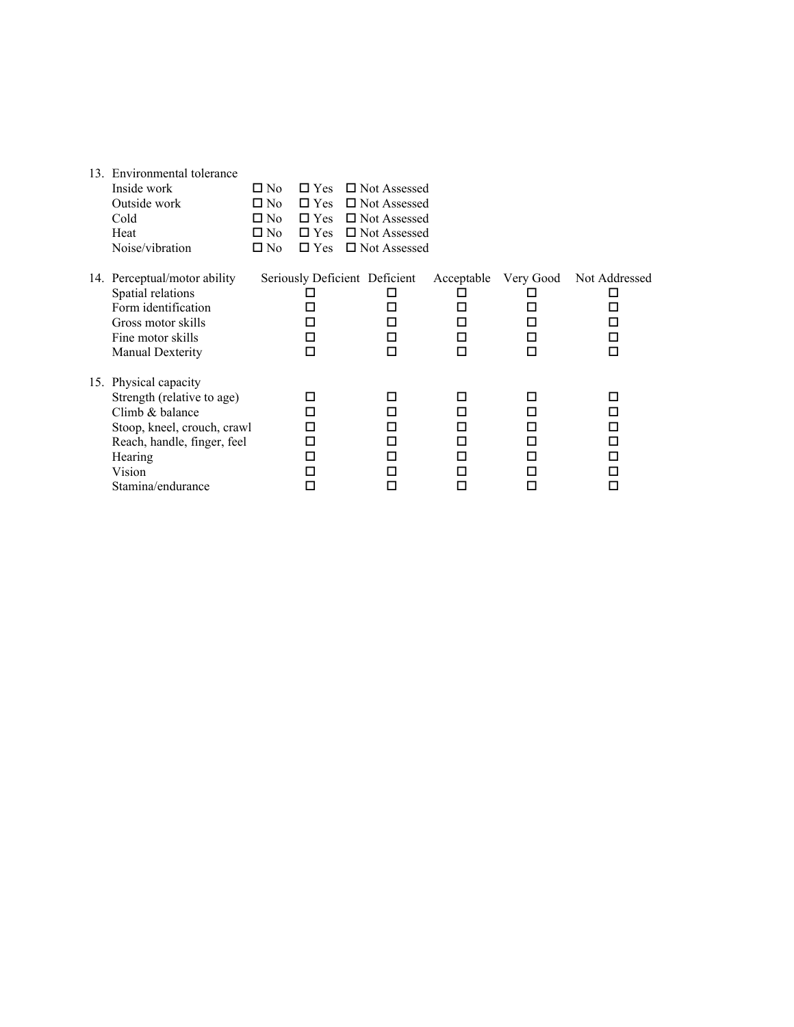13. Environmental tolerance

| | | | |
|---|---|---|---|
| Inside work | ☐ No | ☐ Yes | ☐ Not Assessed |
| Outside work | ☐ No | ☐ Yes | ☐ Not Assessed |
| Cold | ☐ No | ☐ Yes | ☐ Not Assessed |
| Heat | ☐ No | ☐ Yes | ☐ Not Assessed |
| Noise/vibration | ☐ No | ☐ Yes | ☐ Not Assessed |

| 14. Perceptual/motor ability | Seriously Deficient | Deficient | Acceptable | Very Good | Not Addressed |
|---|---|---|---|---|---|
| Spatial relations | ☐ | ☐ | ☐ | ☐ | ☐ |
| Form identification | ☐ | ☐ | ☐ | ☐ | ☐ |
| Gross motor skills | ☐ | ☐ | ☐ | ☐ | ☐ |
| Fine motor skills | ☐ | ☐ | ☐ | ☐ | ☐ |
| Manual Dexterity | ☐ | ☐ | ☐ | ☐ | ☐ |
| **15. Physical capacity** | | | | | |
| Strength (relative to age) | ☐ | ☐ | ☐ | ☐ | ☐ |
| Climb & balance | ☐ | ☐ | ☐ | ☐ | ☐ |
| Stoop, kneel, crouch, crawl | ☐ | ☐ | ☐ | ☐ | ☐ |
| Reach, handle, finger, feel | ☐ | ☐ | ☐ | ☐ | ☐ |
| Hearing | ☐ | ☐ | ☐ | ☐ | ☐ |
| Vision | ☐ | ☐ | ☐ | ☐ | ☐ |
| Stamina/endurance | ☐ | ☐ | ☐ | ☐ | ☐ |